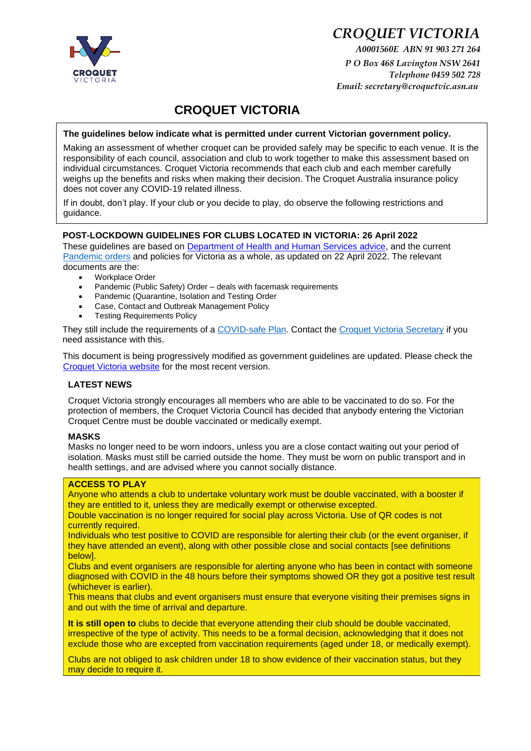# CROQUET VICTORIA

*A0001560E ABN 91 903 271 264*
*P O Box 468 Lavington NSW 2641*
*Telephone 0459 502 728*
*Email: secretary@croquetvic.asn.au*

## CROQUET VICTORIA

**The guidelines below indicate what is permitted under current Victorian government policy.**

Making an assessment of whether croquet can be provided safely may be specific to each venue. It is the responsibility of each council, association and club to work together to make this assessment based on individual circumstances. Croquet Victoria recommends that each club and each member carefully weighs up the benefits and risks when making their decision. The Croquet Australia insurance policy does not cover any COVID-19 related illness.

If in doubt, don't play. If your club or you decide to play, do observe the following restrictions and guidance.

### POST-LOCKDOWN GUIDELINES FOR CLUBS LOCATED IN VICTORIA: 26 April 2022

These guidelines are based on Department of Health and Human Services advice, and the current Pandemic orders and policies for Victoria as a whole, as updated on 22 April 2022. The relevant documents are the:

- Workplace Order
- Pandemic (Public Safety) Order – deals with facemask requirements
- Pandemic (Quarantine, Isolation and Testing Order
- Case, Contact and Outbreak Management Policy
- Testing Requirements Policy

They still include the requirements of a COVID-safe Plan. Contact the Croquet Victoria Secretary if you need assistance with this.

This document is being progressively modified as government guidelines are updated. Please check the Croquet Victoria website for the most recent version.

### LATEST NEWS

Croquet Victoria strongly encourages all members who are able to be vaccinated to do so. For the protection of members, the Croquet Victoria Council has decided that anybody entering the Victorian Croquet Centre must be double vaccinated or medically exempt.

### MASKS

Masks no longer need to be worn indoors, unless you are a close contact waiting out your period of isolation. Masks must still be carried outside the home. They must be worn on public transport and in health settings, and are advised where you cannot socially distance.

### ACCESS TO PLAY

Anyone who attends a club to undertake voluntary work must be double vaccinated, with a booster if they are entitled to it, unless they are medically exempt or otherwise excepted.

Double vaccination is no longer required for social play across Victoria. Use of QR codes is not currently required.

Individuals who test positive to COVID are responsible for alerting their club (or the event organiser, if they have attended an event), along with other possible close and social contacts [see definitions below].

Clubs and event organisers are responsible for alerting anyone who has been in contact with someone diagnosed with COVID in the 48 hours before their symptoms showed OR they got a positive test result (whichever is earlier).

This means that clubs and event organisers must ensure that everyone visiting their premises signs in and out with the time of arrival and departure.

**It is still open to** clubs to decide that everyone attending their club should be double vaccinated, irrespective of the type of activity. This needs to be a formal decision, acknowledging that it does not exclude those who are excepted from vaccination requirements (aged under 18, or medically exempt).

Clubs are not obliged to ask children under 18 to show evidence of their vaccination status, but they may decide to require it.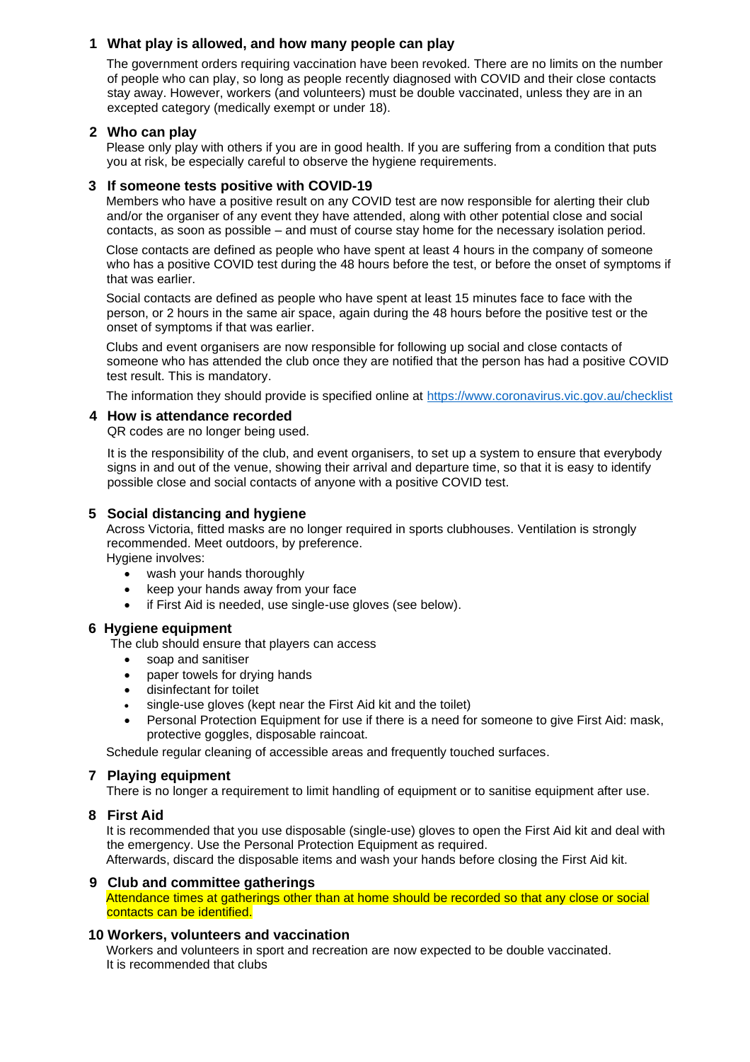## 1 What play is allowed, and how many people can play

The government orders requiring vaccination have been revoked. There are no limits on the number of people who can play, so long as people recently diagnosed with COVID and their close contacts stay away. However, workers (and volunteers) must be double vaccinated, unless they are in an excepted category (medically exempt or under 18).

## 2 Who can play

Please only play with others if you are in good health. If you are suffering from a condition that puts you at risk, be especially careful to observe the hygiene requirements.

## 3 If someone tests positive with COVID-19

Members who have a positive result on any COVID test are now responsible for alerting their club and/or the organiser of any event they have attended, along with other potential close and social contacts, as soon as possible – and must of course stay home for the necessary isolation period.

Close contacts are defined as people who have spent at least 4 hours in the company of someone who has a positive COVID test during the 48 hours before the test, or before the onset of symptoms if that was earlier.

Social contacts are defined as people who have spent at least 15 minutes face to face with the person, or 2 hours in the same air space, again during the 48 hours before the positive test or the onset of symptoms if that was earlier.

Clubs and event organisers are now responsible for following up social and close contacts of someone who has attended the club once they are notified that the person has had a positive COVID test result. This is mandatory.

The information they should provide is specified online at https://www.coronavirus.vic.gov.au/checklist

## 4 How is attendance recorded

QR codes are no longer being used.

It is the responsibility of the club, and event organisers, to set up a system to ensure that everybody signs in and out of the venue, showing their arrival and departure time, so that it is easy to identify possible close and social contacts of anyone with a positive COVID test.

## 5 Social distancing and hygiene

Across Victoria, fitted masks are no longer required in sports clubhouses. Ventilation is strongly recommended. Meet outdoors, by preference.

Hygiene involves:

- wash your hands thoroughly
- keep your hands away from your face
- if First Aid is needed, use single-use gloves (see below).

## 6 Hygiene equipment

The club should ensure that players can access

- soap and sanitiser
- paper towels for drying hands
- disinfectant for toilet
- single-use gloves (kept near the First Aid kit and the toilet)
- Personal Protection Equipment for use if there is a need for someone to give First Aid: mask, protective goggles, disposable raincoat.

Schedule regular cleaning of accessible areas and frequently touched surfaces.

## 7 Playing equipment

There is no longer a requirement to limit handling of equipment or to sanitise equipment after use.

## 8 First Aid

It is recommended that you use disposable (single-use) gloves to open the First Aid kit and deal with the emergency. Use the Personal Protection Equipment as required.
Afterwards, discard the disposable items and wash your hands before closing the First Aid kit.

## 9 Club and committee gatherings

Attendance times at gatherings other than at home should be recorded so that any close or social contacts can be identified.

## 10 Workers, volunteers and vaccination

Workers and volunteers in sport and recreation are now expected to be double vaccinated.
It is recommended that clubs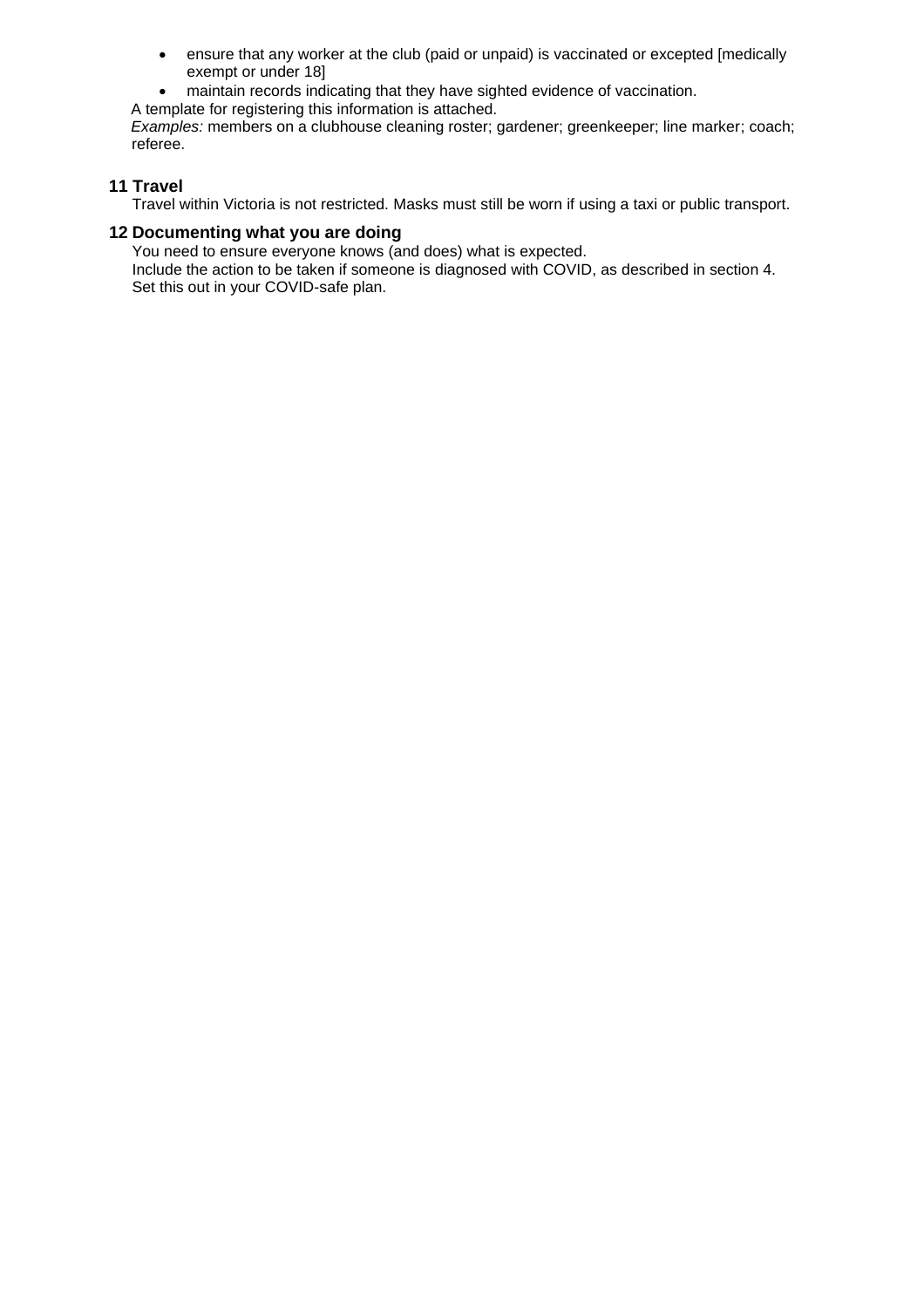- ensure that any worker at the club (paid or unpaid) is vaccinated or excepted [medically exempt or under 18]
- maintain records indicating that they have sighted evidence of vaccination.

A template for registering this information is attached.

*Examples:* members on a clubhouse cleaning roster; gardener; greenkeeper; line marker; coach; referee.

## 11 Travel

Travel within Victoria is not restricted. Masks must still be worn if using a taxi or public transport.

## 12 Documenting what you are doing

You need to ensure everyone knows (and does) what is expected.
Include the action to be taken if someone is diagnosed with COVID, as described in section 4.
Set this out in your COVID-safe plan.